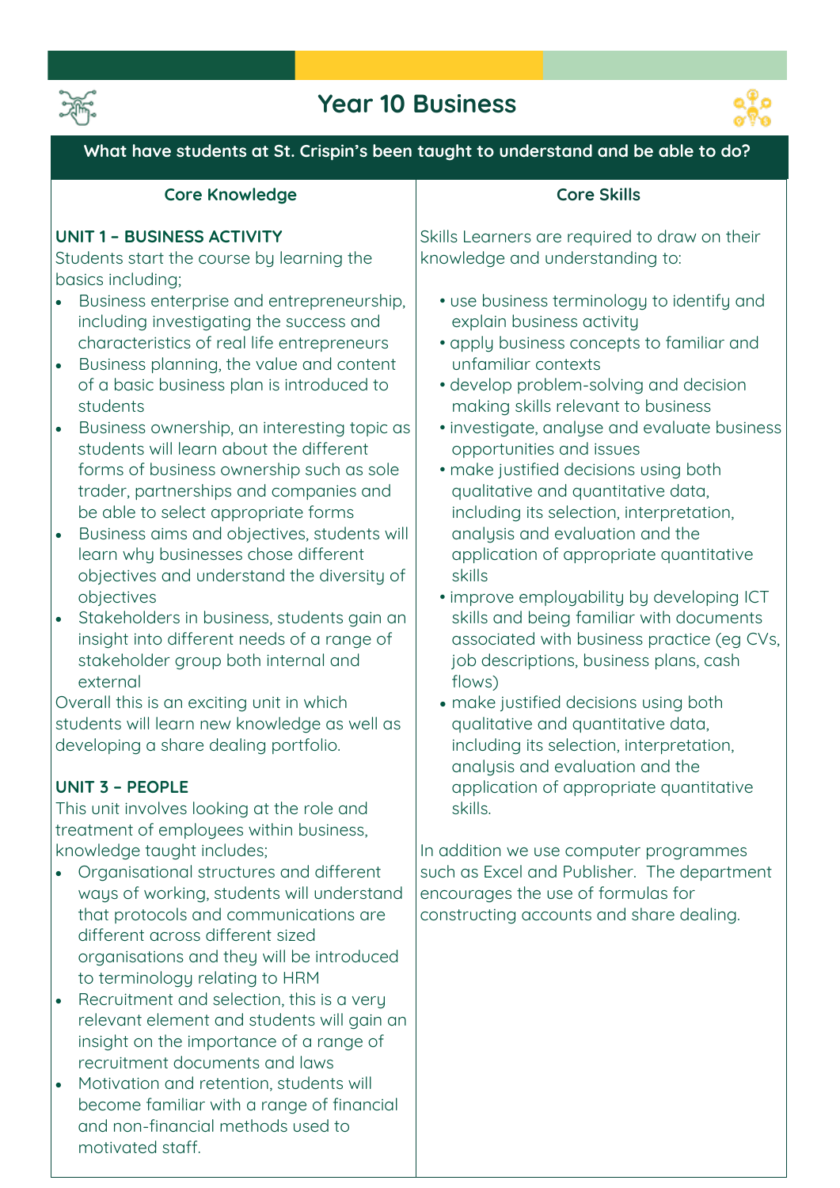# Year 10 Business

**What have students at St. Crispin's been taught to understand and be able to do?**

## Core Knowledge

### UNIT 1 – BUSINESS ACTIVITY

Students start the course by learning the basics including;

- Business enterprise and entrepreneurship, including investigating the success and characteristics of real life entrepreneurs
- Business planning, the value and content of a basic business plan is introduced to students
- Business ownership, an interesting topic as students will learn about the different forms of business ownership such as sole trader, partnerships and companies and be able to select appropriate forms
- Business aims and objectives, students will learn why businesses chose different objectives and understand the diversity of objectives
- Stakeholders in business, students gain an insight into different needs of a range of stakeholder group both internal and external

Overall this is an exciting unit in which students will learn new knowledge as well as developing a share dealing portfolio.

### UNIT 3 – PEOPLE

This unit involves looking at the role and treatment of employees within business, knowledge taught includes;

- Organisational structures and different ways of working, students will understand that protocols and communications are different across different sized organisations and they will be introduced to terminology relating to HRM
- Recruitment and selection, this is a very relevant element and students will gain an insight on the importance of a range of recruitment documents and laws
- Motivation and retention, students will become familiar with a range of financial and non-financial methods used to motivated staff.

## Core Skills

Skills Learners are required to draw on their knowledge and understanding to:

- use business terminology to identify and explain business activity
- apply business concepts to familiar and unfamiliar contexts
- develop problem-solving and decision making skills relevant to business
- investigate, analyse and evaluate business opportunities and issues
- make justified decisions using both qualitative and quantitative data, including its selection, interpretation, analysis and evaluation and the application of appropriate quantitative skills
- improve employability by developing ICT skills and being familiar with documents associated with business practice (eg CVs, job descriptions, business plans, cash flows)
- make justified decisions using both qualitative and quantitative data, including its selection, interpretation, analysis and evaluation and the application of appropriate quantitative skills.

In addition we use computer programmes such as Excel and Publisher. The department encourages the use of formulas for constructing accounts and share dealing.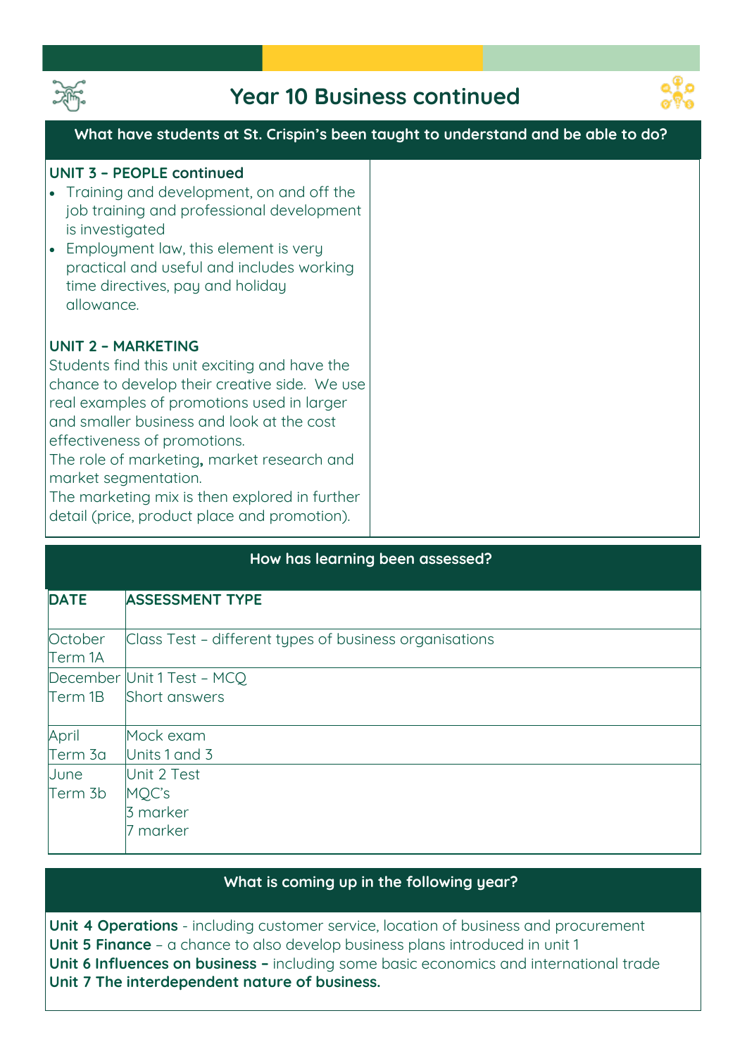# Year 10 Business continued

## What have students at St. Crispin's been taught to understand and be able to do?

**UNIT 3 – PEOPLE continued**

- Training and development, on and off the job training and professional development is investigated
- Employment law, this element is very practical and useful and includes working time directives, pay and holiday allowance.

**UNIT 2 – MARKETING**

Students find this unit exciting and have the chance to develop their creative side. We use real examples of promotions used in larger and smaller business and look at the cost effectiveness of promotions.

The role of marketing**,** market research and market segmentation.

The marketing mix is then explored in further detail (price, product place and promotion).

## How has learning been assessed?

| DATE | ASSESSMENT TYPE |
| --- | --- |
| October Term 1A | Class Test – different types of business organisations |
| December Term 1B | Unit 1 Test – MCQ<br>Short answers |
| April Term 3a | Mock exam<br>Units 1 and 3 |
| June Term 3b | Unit 2 Test<br>MQC's<br>3 marker<br>7 marker |

## What is coming up in the following year?

**Unit 4 Operations** - including customer service, location of business and procurement
**Unit 5 Finance** – a chance to also develop business plans introduced in unit 1
**Unit 6 Influences on business –** including some basic economics and international trade
**Unit 7 The interdependent nature of business.**